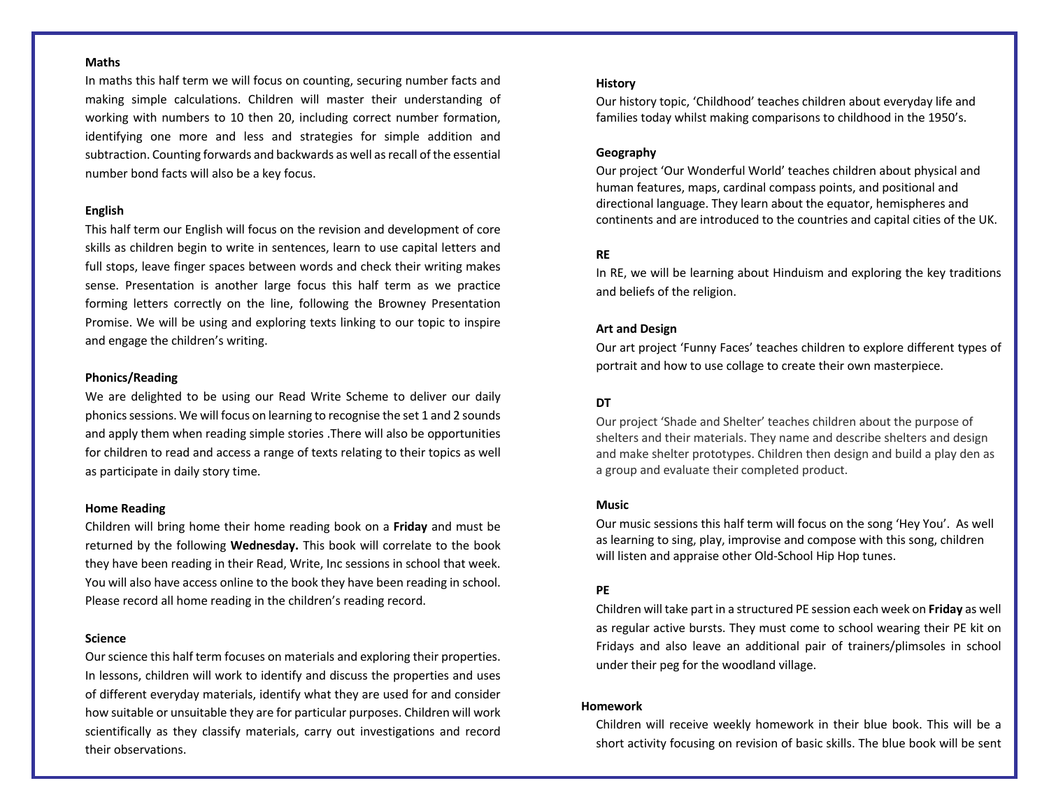**Maths**

In maths this half term we will focus on counting, securing number facts and making simple calculations. Children will master their understanding of working with numbers to 10 then 20, including correct number formation, identifying one more and less and strategies for simple addition and subtraction. Counting forwards and backwards as well as recall of the essential number bond facts will also be a key focus.

**English**

This half term our English will focus on the revision and development of core skills as children begin to write in sentences, learn to use capital letters and full stops, leave finger spaces between words and check their writing makes sense. Presentation is another large focus this half term as we practice forming letters correctly on the line, following the Browney Presentation Promise. We will be using and exploring texts linking to our topic to inspire and engage the children's writing.

**Phonics/Reading**

We are delighted to be using our Read Write Scheme to deliver our daily phonics sessions. We will focus on learning to recognise the set 1 and 2 sounds and apply them when reading simple stories .There will also be opportunities for children to read and access a range of texts relating to their topics as well as participate in daily story time.

**Home Reading**

Children will bring home their home reading book on a **Friday** and must be returned by the following **Wednesday.** This book will correlate to the book they have been reading in their Read, Write, Inc sessions in school that week. You will also have access online to the book they have been reading in school. Please record all home reading in the children's reading record.

**Science**

Our science this half term focuses on materials and exploring their properties. In lessons, children will work to identify and discuss the properties and uses of different everyday materials, identify what they are used for and consider how suitable or unsuitable they are for particular purposes. Children will work scientifically as they classify materials, carry out investigations and record their observations.

**History**

Our history topic, 'Childhood' teaches children about everyday life and families today whilst making comparisons to childhood in the 1950's.

**Geography**

Our project 'Our Wonderful World' teaches children about physical and human features, maps, cardinal compass points, and positional and directional language. They learn about the equator, hemispheres and continents and are introduced to the countries and capital cities of the UK.

**RE**

In RE, we will be learning about Hinduism and exploring the key traditions and beliefs of the religion.

**Art and Design**

Our art project 'Funny Faces' teaches children to explore different types of portrait and how to use collage to create their own masterpiece.

**DT**

Our project 'Shade and Shelter' teaches children about the purpose of shelters and their materials. They name and describe shelters and design and make shelter prototypes. Children then design and build a play den as a group and evaluate their completed product.

**Music**

Our music sessions this half term will focus on the song 'Hey You'. As well as learning to sing, play, improvise and compose with this song, children will listen and appraise other Old-School Hip Hop tunes.

**PE**

Children will take part in a structured PE session each week on **Friday** as well as regular active bursts. They must come to school wearing their PE kit on Fridays and also leave an additional pair of trainers/plimsoles in school under their peg for the woodland village.

**Homework**

Children will receive weekly homework in their blue book. This will be a short activity focusing on revision of basic skills. The blue book will be sent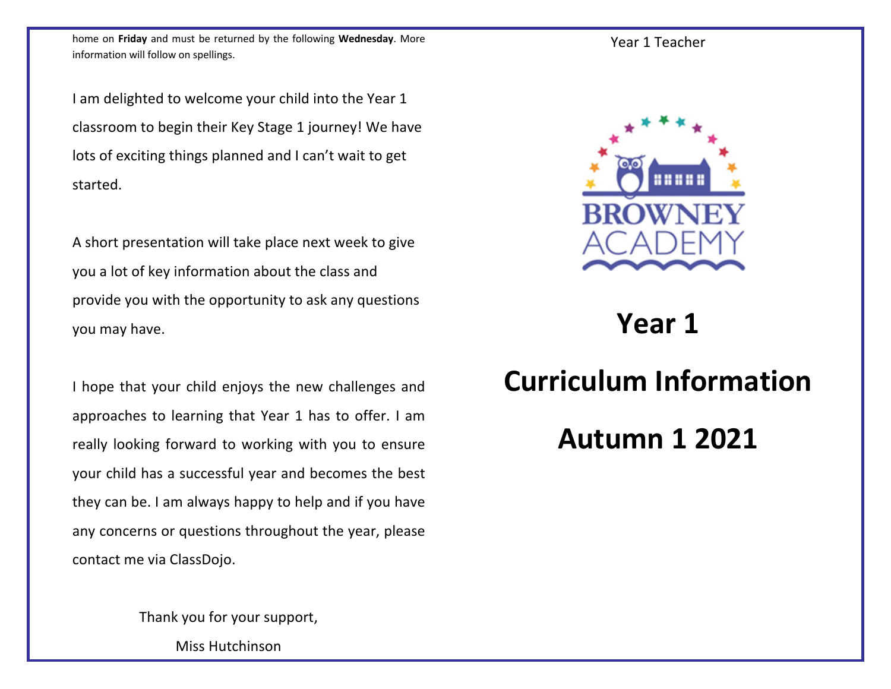home on **Friday** and must be returned by the following **Wednesday**. More information will follow on spellings.

I am delighted to welcome your child into the Year 1 classroom to begin their Key Stage 1 journey! We have lots of exciting things planned and I can't wait to get started.

A short presentation will take place next week to give you a lot of key information about the class and provide you with the opportunity to ask any questions you may have.

I hope that your child enjoys the new challenges and approaches to learning that Year 1 has to offer. I am really looking forward to working with you to ensure your child has a successful year and becomes the best they can be. I am always happy to help and if you have any concerns or questions throughout the year, please contact me via ClassDojo.

Thank you for your support,

Miss Hutchinson

Year 1 Teacher

BROWNEY ACADEMY

# Year 1

# Curriculum Information

# Autumn 1 2021